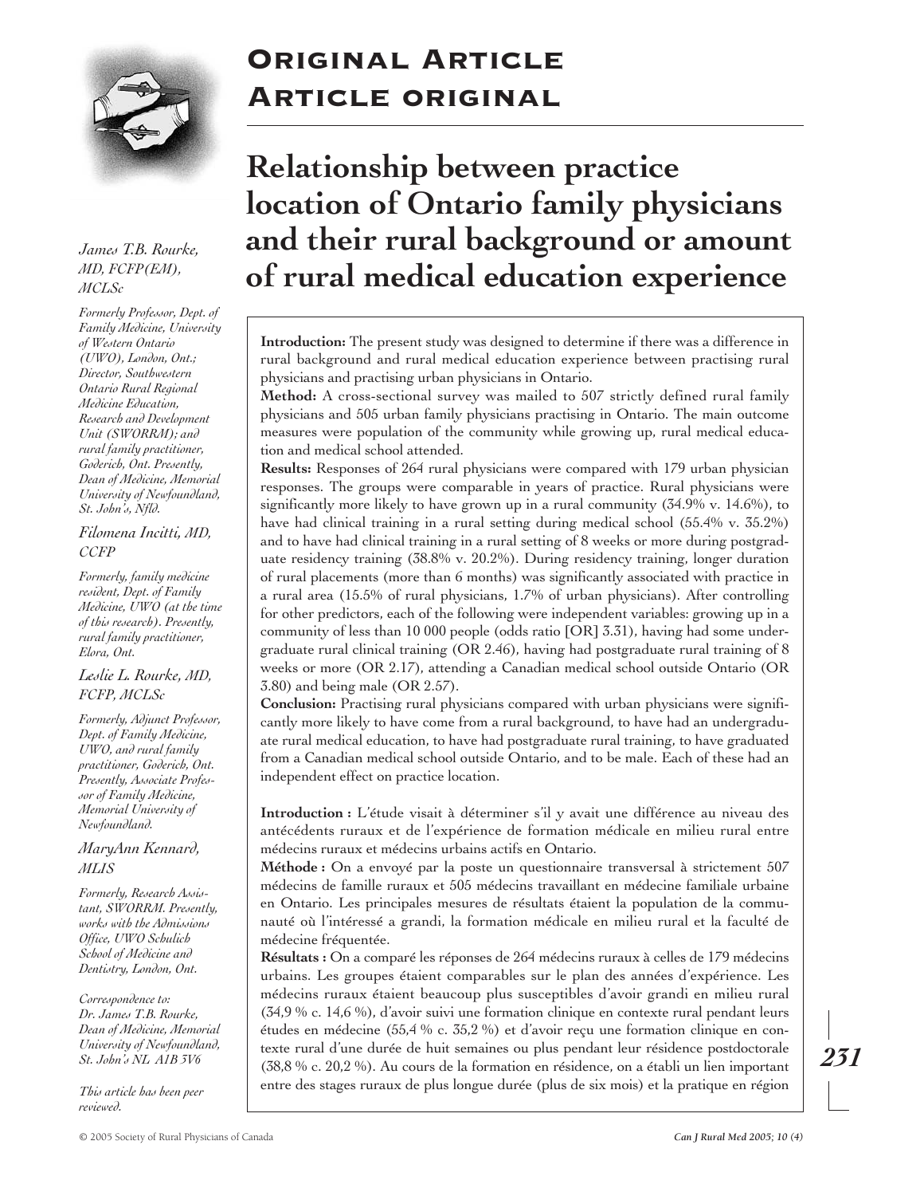# Original Article
# Article original

# Relationship between practice location of Ontario family physicians and their rural background or amount of rural medical education experience

*James T.B. Rourke, MD, FCFP(EM), MCLSc*

*Formerly Professor, Dept. of Family Medicine, University of Western Ontario (UWO), London, Ont.; Director, Southwestern Ontario Rural Regional Medicine Education, Research and Development Unit (SWORRM); and rural family practitioner, Goderich, Ont. Presently, Dean of Medicine, Memorial University of Newfoundland, St. John's, Nfld.*

*Filomena Incitti, MD, CCFP*

*Formerly, family medicine resident, Dept. of Family Medicine, UWO (at the time of this research). Presently, rural family practitioner, Elora, Ont.*

*Leslie L. Rourke, MD, FCFP, MCLSc*

*Formerly, Adjunct Professor, Dept. of Family Medicine, UWO, and rural family practitioner, Goderich, Ont. Presently, Associate Professor of Family Medicine, Memorial University of Newfoundland.*

*MaryAnn Kennard, MLIS*

*Formerly, Research Assistant, SWORRM. Presently, works with the Admissions Office, UWO Schulich School of Medicine and Dentistry, London, Ont.*

*Correspondence to: Dr. James T.B. Rourke, Dean of Medicine, Memorial University of Newfoundland, St. John's NL A1B 3V6*

*This article has been peer reviewed.*

**Introduction:** The present study was designed to determine if there was a difference in rural background and rural medical education experience between practising rural physicians and practising urban physicians in Ontario.

**Method:** A cross-sectional survey was mailed to 507 strictly defined rural family physicians and 505 urban family physicians practising in Ontario. The main outcome measures were population of the community while growing up, rural medical education and medical school attended.

**Results:** Responses of 264 rural physicians were compared with 179 urban physician responses. The groups were comparable in years of practice. Rural physicians were significantly more likely to have grown up in a rural community (34.9% v. 14.6%), to have had clinical training in a rural setting during medical school (55.4% v. 35.2%) and to have had clinical training in a rural setting of 8 weeks or more during postgraduate residency training (38.8% v. 20.2%). During residency training, longer duration of rural placements (more than 6 months) was significantly associated with practice in a rural area (15.5% of rural physicians, 1.7% of urban physicians). After controlling for other predictors, each of the following were independent variables: growing up in a community of less than 10 000 people (odds ratio [OR] 3.31), having had some undergraduate rural clinical training (OR 2.46), having had postgraduate rural training of 8 weeks or more (OR 2.17), attending a Canadian medical school outside Ontario (OR 3.80) and being male (OR 2.57).

**Conclusion:** Practising rural physicians compared with urban physicians were significantly more likely to have come from a rural background, to have had an undergraduate rural medical education, to have had postgraduate rural training, to have graduated from a Canadian medical school outside Ontario, and to be male. Each of these had an independent effect on practice location.

**Introduction :** L'étude visait à déterminer s'il y avait une différence au niveau des antécédents ruraux et de l'expérience de formation médicale en milieu rural entre médecins ruraux et médecins urbains actifs en Ontario.

**Méthode :** On a envoyé par la poste un questionnaire transversal à strictement 507 médecins de famille ruraux et 505 médecins travaillant en médecine familiale urbaine en Ontario. Les principales mesures de résultats étaient la population de la communauté où l'intéressé a grandi, la formation médicale en milieu rural et la faculté de médecine fréquentée.

**Résultats :** On a comparé les réponses de 264 médecins ruraux à celles de 179 médecins urbains. Les groupes étaient comparables sur le plan des années d'expérience. Les médecins ruraux étaient beaucoup plus susceptibles d'avoir grandi en milieu rural (34,9 % c. 14,6 %), d'avoir suivi une formation clinique en contexte rural pendant leurs études en médecine (55,4 % c. 35,2 %) et d'avoir reçu une formation clinique en contexte rural d'une durée de huit semaines ou plus pendant leur résidence postdoctorale (38,8 % c. 20,2 %). Au cours de la formation en résidence, on a établi un lien important entre des stages ruraux de plus longue durée (plus de six mois) et la pratique en région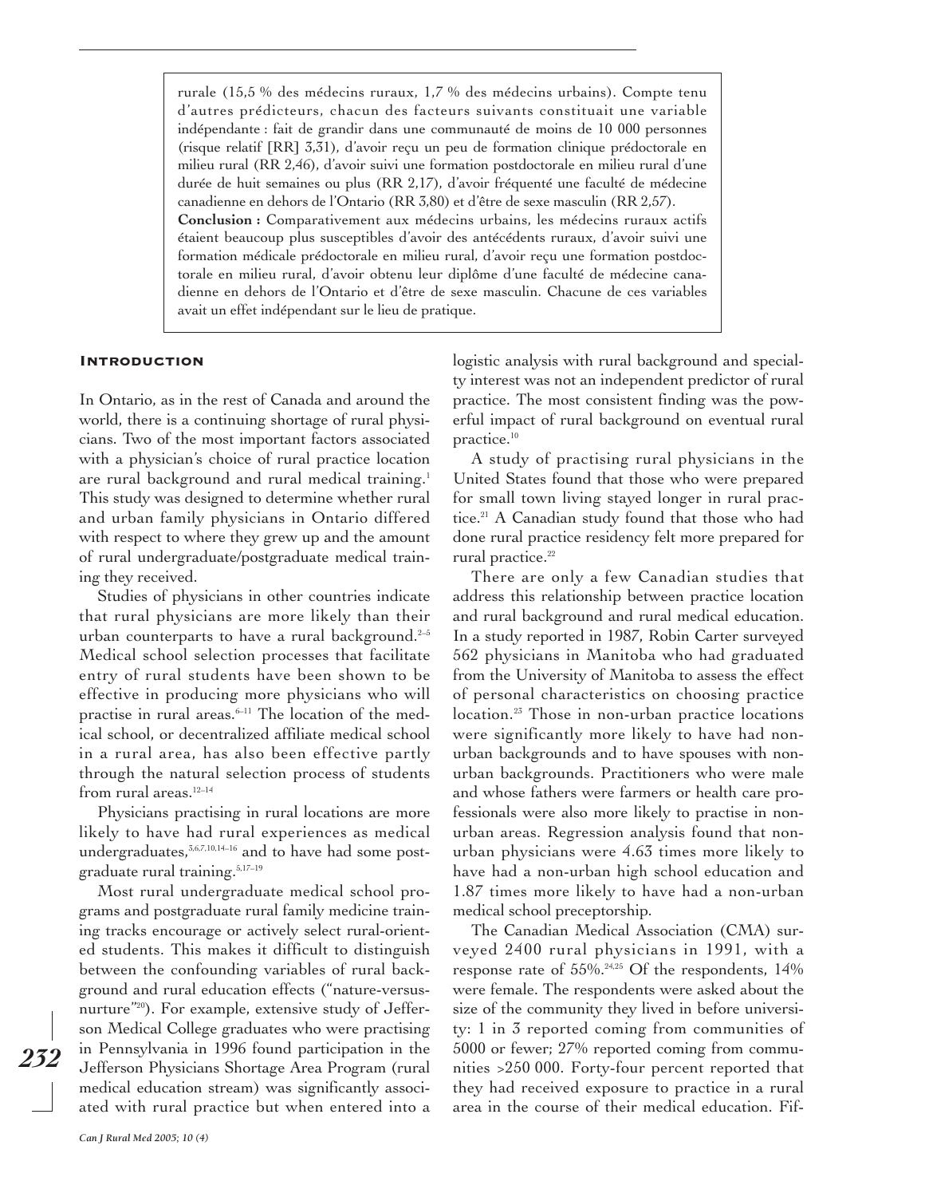rurale (15,5 % des médecins ruraux, 1,7 % des médecins urbains). Compte tenu d'autres prédicteurs, chacun des facteurs suivants constituait une variable indépendante : fait de grandir dans une communauté de moins de 10 000 personnes (risque relatif [RR] 3,31), d'avoir reçu un peu de formation clinique prédoctorale en milieu rural (RR 2,46), d'avoir suivi une formation postdoctorale en milieu rural d'une durée de huit semaines ou plus (RR 2,17), d'avoir fréquenté une faculté de médecine canadienne en dehors de l'Ontario (RR 3,80) et d'être de sexe masculin (RR 2,57).

**Conclusion :** Comparativement aux médecins urbains, les médecins ruraux actifs étaient beaucoup plus susceptibles d'avoir des antécédents ruraux, d'avoir suivi une formation médicale prédoctorale en milieu rural, d'avoir reçu une formation postdoctorale en milieu rural, d'avoir obtenu leur diplôme d'une faculté de médecine canadienne en dehors de l'Ontario et d'être de sexe masculin. Chacune de ces variables avait un effet indépendant sur le lieu de pratique.

## Introduction

In Ontario, as in the rest of Canada and around the world, there is a continuing shortage of rural physicians. Two of the most important factors associated with a physician's choice of rural practice location are rural background and rural medical training.[1] This study was designed to determine whether rural and urban family physicians in Ontario differed with respect to where they grew up and the amount of rural undergraduate/postgraduate medical training they received.

Studies of physicians in other countries indicate that rural physicians are more likely than their urban counterparts to have a rural background.[2–5] Medical school selection processes that facilitate entry of rural students have been shown to be effective in producing more physicians who will practise in rural areas.[6–11] The location of the medical school, or decentralized affiliate medical school in a rural area, has also been effective partly through the natural selection process of students from rural areas.[12–14]

Physicians practising in rural locations are more likely to have had rural experiences as medical undergraduates,[3,6,7,10,14–16] and to have had some postgraduate rural training.[5,17–19]

Most rural undergraduate medical school programs and postgraduate rural family medicine training tracks encourage or actively select rural-oriented students. This makes it difficult to distinguish between the confounding variables of rural background and rural education effects ("nature-versus-nurture"[20]). For example, extensive study of Jefferson Medical College graduates who were practising in Pennsylvania in 1996 found participation in the Jefferson Physicians Shortage Area Program (rural medical education stream) was significantly associated with rural practice but when entered into a logistic analysis with rural background and specialty interest was not an independent predictor of rural practice. The most consistent finding was the powerful impact of rural background on eventual rural practice.[10]

A study of practising rural physicians in the United States found that those who were prepared for small town living stayed longer in rural practice.[21] A Canadian study found that those who had done rural practice residency felt more prepared for rural practice.[22]

There are only a few Canadian studies that address this relationship between practice location and rural background and rural medical education. In a study reported in 1987, Robin Carter surveyed 562 physicians in Manitoba who had graduated from the University of Manitoba to assess the effect of personal characteristics on choosing practice location.[23] Those in non-urban practice locations were significantly more likely to have had non-urban backgrounds and to have spouses with non-urban backgrounds. Practitioners who were male and whose fathers were farmers or health care professionals were also more likely to practise in non-urban areas. Regression analysis found that non-urban physicians were 4.63 times more likely to have had a non-urban high school education and 1.87 times more likely to have had a non-urban medical school preceptorship.

The Canadian Medical Association (CMA) surveyed 2400 rural physicians in 1991, with a response rate of 55%.[24,25] Of the respondents, 14% were female. The respondents were asked about the size of the community they lived in before university: 1 in 3 reported coming from communities of 5000 or fewer; 27% reported coming from communities >250 000. Forty-four percent reported that they had received exposure to practice in a rural area in the course of their medical education. Fif-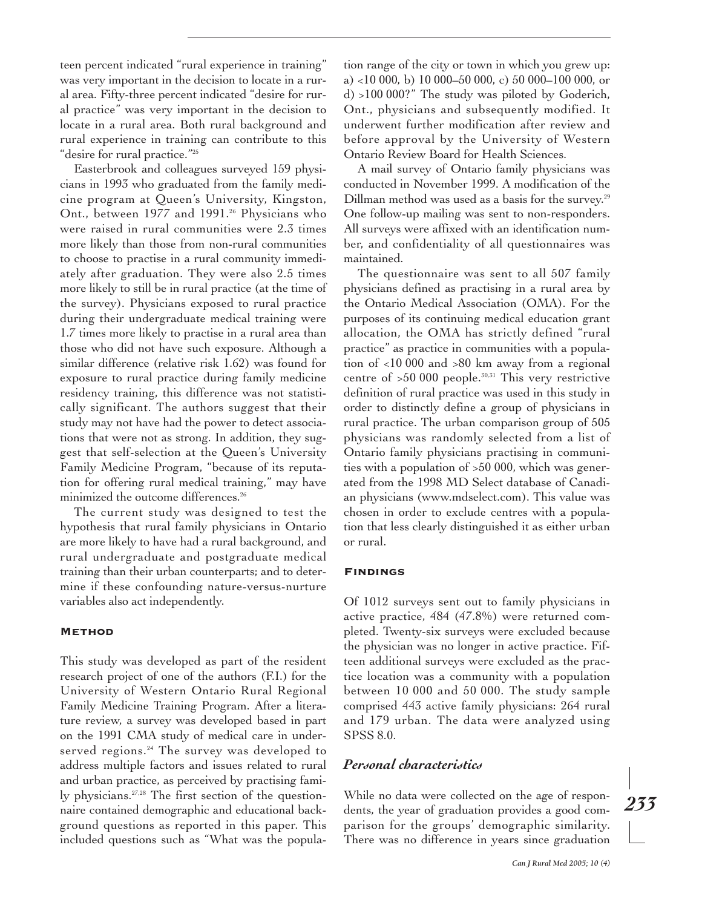teen percent indicated "rural experience in training" was very important in the decision to locate in a rural area. Fifty-three percent indicated "desire for rural practice" was very important in the decision to locate in a rural area. Both rural background and rural experience in training can contribute to this "desire for rural practice."[25]

Easterbrook and colleagues surveyed 159 physicians in 1993 who graduated from the family medicine program at Queen's University, Kingston, Ont., between 1977 and 1991.[26] Physicians who were raised in rural communities were 2.3 times more likely than those from non-rural communities to choose to practise in a rural community immediately after graduation. They were also 2.5 times more likely to still be in rural practice (at the time of the survey). Physicians exposed to rural practice during their undergraduate medical training were 1.7 times more likely to practise in a rural area than those who did not have such exposure. Although a similar difference (relative risk 1.62) was found for exposure to rural practice during family medicine residency training, this difference was not statistically significant. The authors suggest that their study may not have had the power to detect associations that were not as strong. In addition, they suggest that self-selection at the Queen's University Family Medicine Program, "because of its reputation for offering rural medical training," may have minimized the outcome differences.[26]

The current study was designed to test the hypothesis that rural family physicians in Ontario are more likely to have had a rural background, and rural undergraduate and postgraduate medical training than their urban counterparts; and to determine if these confounding nature-versus-nurture variables also act independently.

## Method

This study was developed as part of the resident research project of one of the authors (F.I.) for the University of Western Ontario Rural Regional Family Medicine Training Program. After a literature review, a survey was developed based in part on the 1991 CMA study of medical care in underserved regions.[24] The survey was developed to address multiple factors and issues related to rural and urban practice, as perceived by practising family physicians.[27,28] The first section of the questionnaire contained demographic and educational background questions as reported in this paper. This included questions such as "What was the population range of the city or town in which you grew up: a) <10 000, b) 10 000–50 000, c) 50 000–100 000, or d) >100 000?" The study was piloted by Goderich, Ont., physicians and subsequently modified. It underwent further modification after review and before approval by the University of Western Ontario Review Board for Health Sciences.

A mail survey of Ontario family physicians was conducted in November 1999. A modification of the Dillman method was used as a basis for the survey.[29] One follow-up mailing was sent to non-responders. All surveys were affixed with an identification number, and confidentiality of all questionnaires was maintained.

The questionnaire was sent to all 507 family physicians defined as practising in a rural area by the Ontario Medical Association (OMA). For the purposes of its continuing medical education grant allocation, the OMA has strictly defined "rural practice" as practice in communities with a population of <10 000 and >80 km away from a regional centre of >50 000 people.[30,31] This very restrictive definition of rural practice was used in this study in order to distinctly define a group of physicians in rural practice. The urban comparison group of 505 physicians was randomly selected from a list of Ontario family physicians practising in communities with a population of >50 000, which was generated from the 1998 MD Select database of Canadian physicians (www.mdselect.com). This value was chosen in order to exclude centres with a population that less clearly distinguished it as either urban or rural.

## Findings

Of 1012 surveys sent out to family physicians in active practice, 484 (47.8%) were returned completed. Twenty-six surveys were excluded because the physician was no longer in active practice. Fifteen additional surveys were excluded as the practice location was a community with a population between 10 000 and 50 000. The study sample comprised 443 active family physicians: 264 rural and 179 urban. The data were analyzed using SPSS 8.0.

### *Personal characteristics*

While no data were collected on the age of respondents, the year of graduation provides a good comparison for the groups' demographic similarity. There was no difference in years since graduation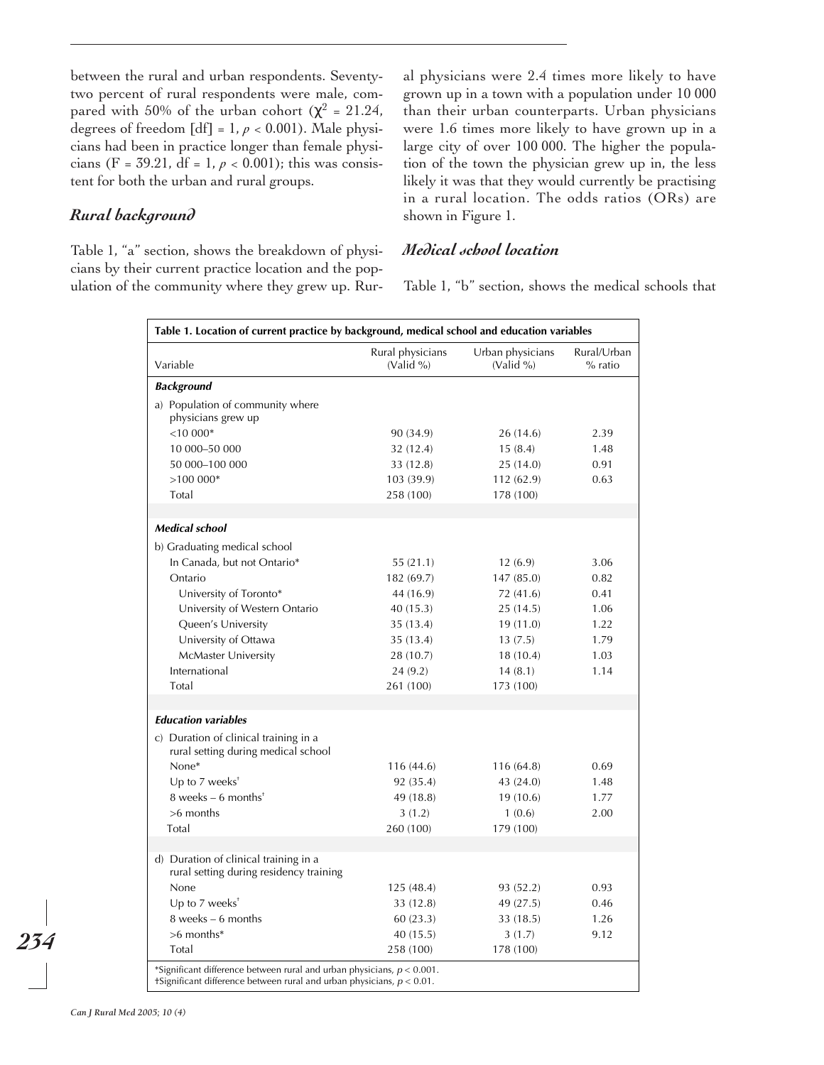between the rural and urban respondents. Seventy-two percent of rural respondents were male, compared with 50% of the urban cohort ($\chi^2$ = 21.24, degrees of freedom [df] = 1, $p$ < 0.001). Male physicians had been in practice longer than female physicians (F = 39.21, df = 1, $p$ < 0.001); this was consistent for both the urban and rural groups.

## *Rural background*

Table 1, "a" section, shows the breakdown of physicians by their current practice location and the population of the community where they grew up. Rural physicians were 2.4 times more likely to have grown up in a town with a population under 10 000 than their urban counterparts. Urban physicians were 1.6 times more likely to have grown up in a large city of over 100 000. The higher the population of the town the physician grew up in, the less likely it was that they would currently be practising in a rural location. The odds ratios (ORs) are shown in Figure 1.

## *Medical school location*

Table 1, "b" section, shows the medical schools that

**Table 1. Location of current practice by background, medical school and education variables**

| Variable | Rural physicians (Valid %) | Urban physicians (Valid %) | Rural/Urban % ratio |
|---|---|---|---|
| ***Background*** | | | |
| a) Population of community where physicians grew up | | | |
| <10 000* | 90 (34.9) | 26 (14.6) | 2.39 |
| 10 000–50 000 | 32 (12.4) | 15 (8.4) | 1.48 |
| 50 000–100 000 | 33 (12.8) | 25 (14.0) | 0.91 |
| >100 000* | 103 (39.9) | 112 (62.9) | 0.63 |
| Total | 258 (100) | 178 (100) | |
| ***Medical school*** | | | |
| b) Graduating medical school | | | |
| In Canada, but not Ontario* | 55 (21.1) | 12 (6.9) | 3.06 |
| Ontario | 182 (69.7) | 147 (85.0) | 0.82 |
| University of Toronto* | 44 (16.9) | 72 (41.6) | 0.41 |
| University of Western Ontario | 40 (15.3) | 25 (14.5) | 1.06 |
| Queen's University | 35 (13.4) | 19 (11.0) | 1.22 |
| University of Ottawa | 35 (13.4) | 13 (7.5) | 1.79 |
| McMaster University | 28 (10.7) | 18 (10.4) | 1.03 |
| International | 24 (9.2) | 14 (8.1) | 1.14 |
| Total | 261 (100) | 173 (100) | |
| ***Education variables*** | | | |
| c) Duration of clinical training in a rural setting during medical school | | | |
| None* | 116 (44.6) | 116 (64.8) | 0.69 |
| Up to 7 weeks† | 92 (35.4) | 43 (24.0) | 1.48 |
| 8 weeks – 6 months† | 49 (18.8) | 19 (10.6) | 1.77 |
| >6 months | 3 (1.2) | 1 (0.6) | 2.00 |
| Total | 260 (100) | 179 (100) | |
| d) Duration of clinical training in a rural setting during residency training | | | |
| None | 125 (48.4) | 93 (52.2) | 0.93 |
| Up to 7 weeks† | 33 (12.8) | 49 (27.5) | 0.46 |
| 8 weeks – 6 months | 60 (23.3) | 33 (18.5) | 1.26 |
| >6 months* | 40 (15.5) | 3 (1.7) | 9.12 |
| Total | 258 (100) | 178 (100) | |

*Significant difference between rural and urban physicians, $p$ < 0.001.
†Significant difference between rural and urban physicians, $p$ < 0.01.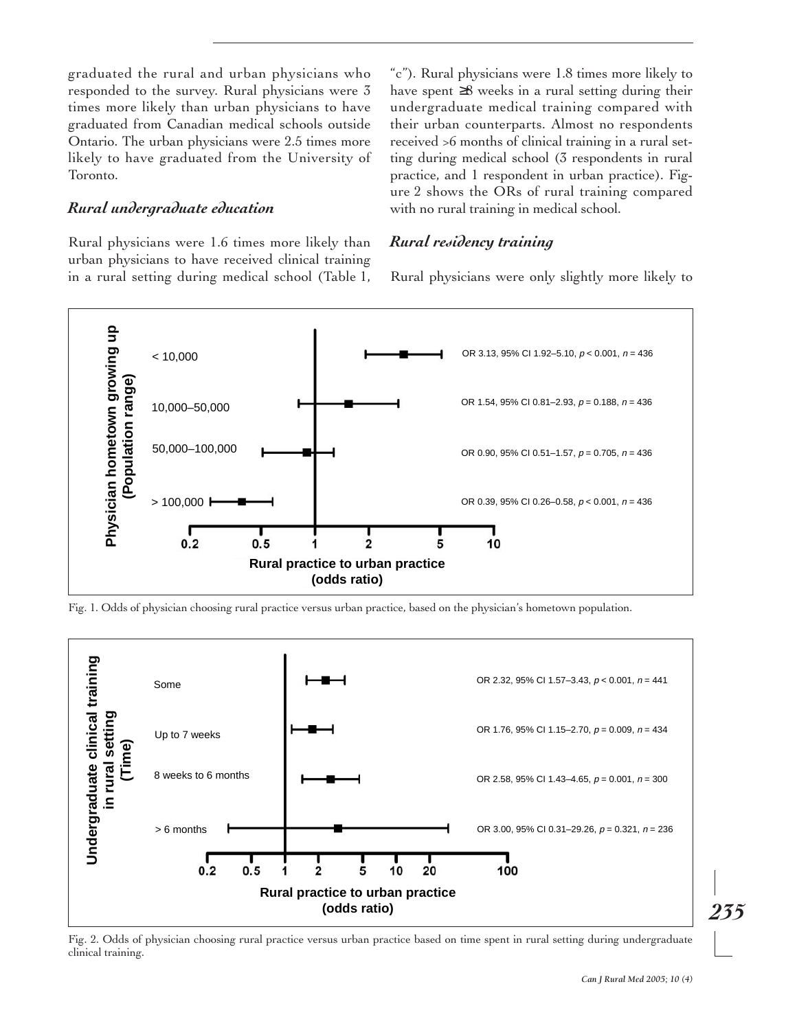graduated the rural and urban physicians who responded to the survey. Rural physicians were 3 times more likely than urban physicians to have graduated from Canadian medical schools outside Ontario. The urban physicians were 2.5 times more likely to have graduated from the University of Toronto.

### *Rural undergraduate education*

Rural physicians were 1.6 times more likely than urban physicians to have received clinical training in a rural setting during medical school (Table 1, "c"). Rural physicians were 1.8 times more likely to have spent ≥8 weeks in a rural setting during their undergraduate medical training compared with their urban counterparts. Almost no respondents received >6 months of clinical training in a rural setting during medical school (3 respondents in rural practice, and 1 respondent in urban practice). Figure 2 shows the ORs of rural training compared with no rural training in medical school.

### *Rural residency training*

Rural physicians were only slightly more likely to

| Physician hometown growing up (Population range) | Rural practice to urban practice (odds ratio) |
|---|---|
| < 10,000 | OR 3.13, 95% CI 1.92–5.10, $p < 0.001$, $n = 436$ |
| 10,000–50,000 | OR 1.54, 95% CI 0.81–2.93, $p = 0.188$, $n = 436$ |
| 50,000–100,000 | OR 0.90, 95% CI 0.51–1.57, $p = 0.705$, $n = 436$ |
| > 100,000 | OR 0.39, 95% CI 0.26–0.58, $p < 0.001$, $n = 436$ |

Fig. 1. Odds of physician choosing rural practice versus urban practice, based on the physician's hometown population.

| Undergraduate clinical training in rural setting (Time) | Rural practice to urban practice (odds ratio) |
|---|---|
| Some | OR 2.32, 95% CI 1.57–3.43, $p < 0.001$, $n = 441$ |
| Up to 7 weeks | OR 1.76, 95% CI 1.15–2.70, $p = 0.009$, $n = 434$ |
| 8 weeks to 6 months | OR 2.58, 95% CI 1.43–4.65, $p = 0.001$, $n = 300$ |
| > 6 months | OR 3.00, 95% CI 0.31–29.26, $p = 0.321$, $n = 236$ |

Fig. 2. Odds of physician choosing rural practice versus urban practice based on time spent in rural setting during undergraduate clinical training.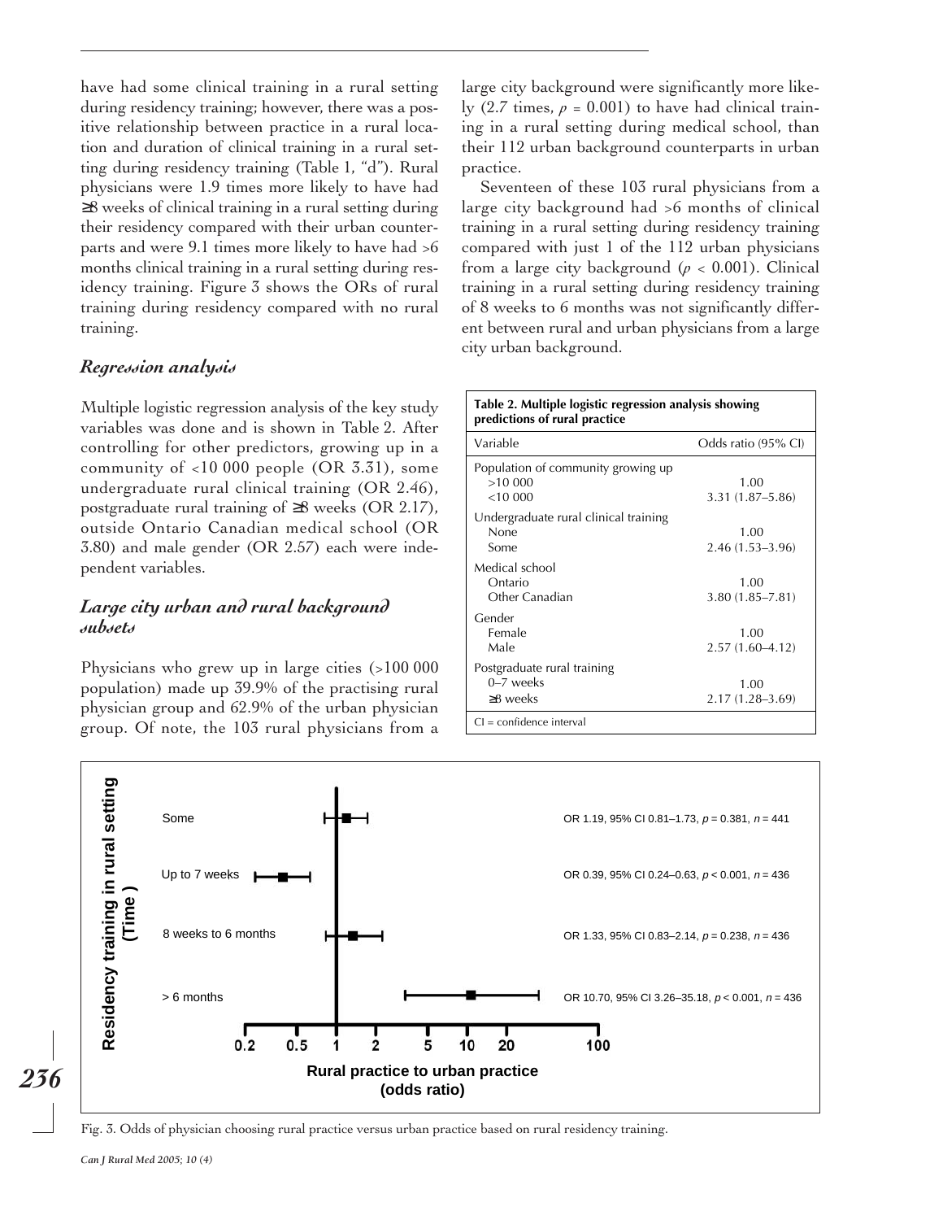have had some clinical training in a rural setting during residency training; however, there was a positive relationship between practice in a rural location and duration of clinical training in a rural setting during residency training (Table 1, "d"). Rural physicians were 1.9 times more likely to have had ≥8 weeks of clinical training in a rural setting during their residency compared with their urban counterparts and were 9.1 times more likely to have had >6 months clinical training in a rural setting during residency training. Figure 3 shows the ORs of rural training during residency compared with no rural training.

### *Regression analysis*

Multiple logistic regression analysis of the key study variables was done and is shown in Table 2. After controlling for other predictors, growing up in a community of <10 000 people (OR 3.31), some undergraduate rural clinical training (OR 2.46), postgraduate rural training of ≥8 weeks (OR 2.17), outside Ontario Canadian medical school (OR 3.80) and male gender (OR 2.57) each were independent variables.

### *Large city urban and rural background subsets*

Physicians who grew up in large cities (>100 000 population) made up 39.9% of the practising rural physician group and 62.9% of the urban physician group. Of note, the 103 rural physicians from a large city background were significantly more likely (2.7 times, $p = 0.001$) to have had clinical training in a rural setting during medical school, than their 112 urban background counterparts in urban practice.

Seventeen of these 103 rural physicians from a large city background had >6 months of clinical training in a rural setting during residency training compared with just 1 of the 112 urban physicians from a large city background ($p < 0.001$). Clinical training in a rural setting during residency training of 8 weeks to 6 months was not significantly different between rural and urban physicians from a large city urban background.

**Table 2. Multiple logistic regression analysis showing predictions of rural practice**

| Variable | Odds ratio (95% CI) |
|---|---|
| Population of community growing up | |
| >10 000 | 1.00 |
| <10 000 | 3.31 (1.87–5.86) |
| Undergraduate rural clinical training | |
| None | 1.00 |
| Some | 2.46 (1.53–3.96) |
| Medical school | |
| Ontario | 1.00 |
| Other Canadian | 3.80 (1.85–7.81) |
| Gender | |
| Female | 1.00 |
| Male | 2.57 (1.60–4.12) |
| Postgraduate rural training | |
| 0–7 weeks | 1.00 |
| ≥8 weeks | 2.17 (1.28–3.69) |

CI = confidence interval

| Residency training in rural setting (Time) | |
|---|---|
| Some | OR 1.19, 95% CI 0.81–1.73, $p = 0.381$, $n = 441$ |
| Up to 7 weeks | OR 0.39, 95% CI 0.24–0.63, $p < 0.001$, $n = 436$ |
| 8 weeks to 6 months | OR 1.33, 95% CI 0.83–2.14, $p = 0.238$, $n = 436$ |
| > 6 months | OR 10.70, 95% CI 3.26–35.18, $p < 0.001$, $n = 436$ |

Rural practice to urban practice (odds ratio)

Fig. 3. Odds of physician choosing rural practice versus urban practice based on rural residency training.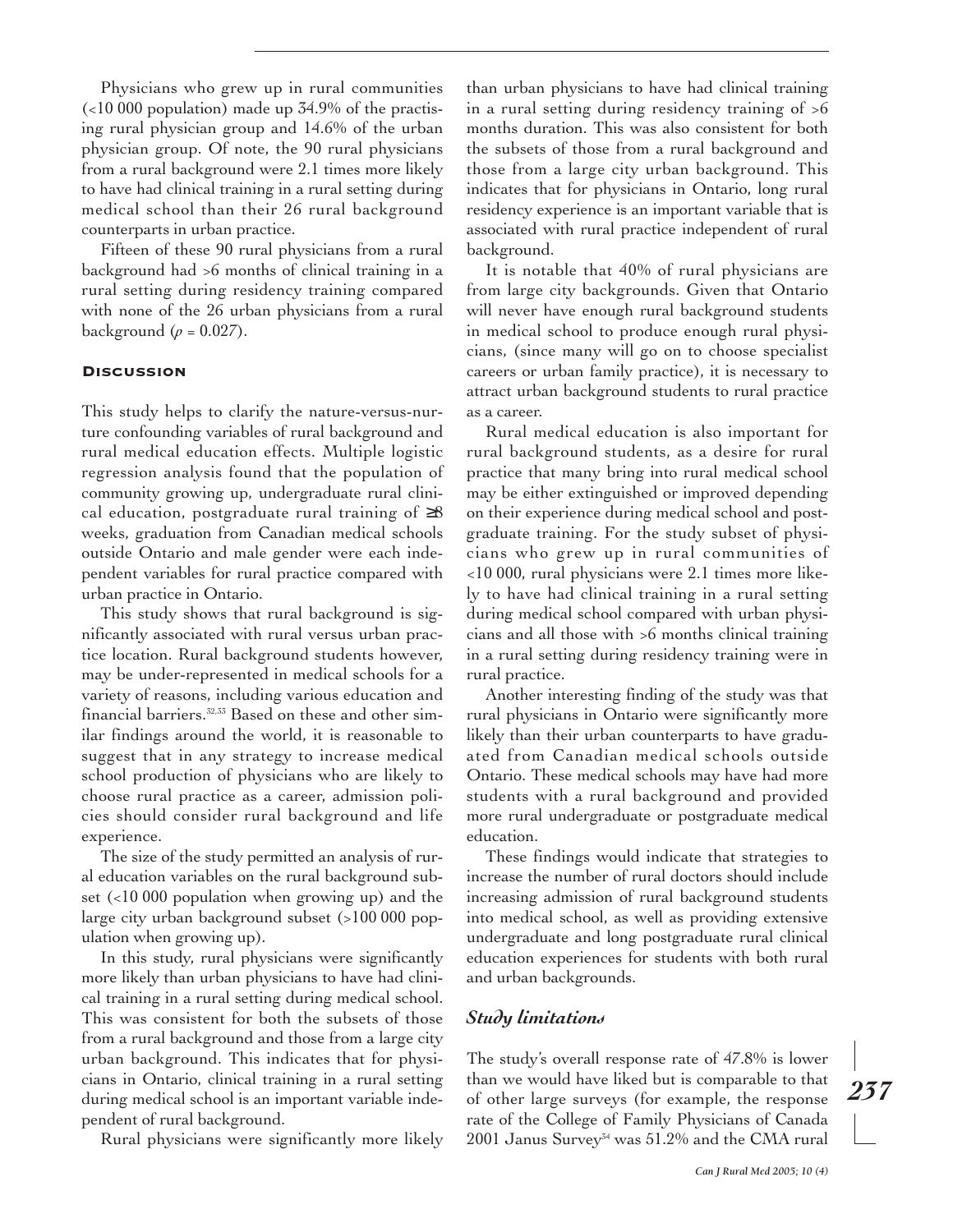Physicians who grew up in rural communities (<10 000 population) made up 34.9% of the practising rural physician group and 14.6% of the urban physician group. Of note, the 90 rural physicians from a rural background were 2.1 times more likely to have had clinical training in a rural setting during medical school than their 26 rural background counterparts in urban practice.

Fifteen of these 90 rural physicians from a rural background had >6 months of clinical training in a rural setting during residency training compared with none of the 26 urban physicians from a rural background ($p = 0.027$).

## Discussion

This study helps to clarify the nature-versus-nurture confounding variables of rural background and rural medical education effects. Multiple logistic regression analysis found that the population of community growing up, undergraduate rural clinical education, postgraduate rural training of ≥8 weeks, graduation from Canadian medical schools outside Ontario and male gender were each independent variables for rural practice compared with urban practice in Ontario.

This study shows that rural background is significantly associated with rural versus urban practice location. Rural background students however, may be under-represented in medical schools for a variety of reasons, including various education and financial barriers.[32,33] Based on these and other similar findings around the world, it is reasonable to suggest that in any strategy to increase medical school production of physicians who are likely to choose rural practice as a career, admission policies should consider rural background and life experience.

The size of the study permitted an analysis of rural education variables on the rural background subset (<10 000 population when growing up) and the large city urban background subset (>100 000 population when growing up).

In this study, rural physicians were significantly more likely than urban physicians to have had clinical training in a rural setting during medical school. This was consistent for both the subsets of those from a rural background and those from a large city urban background. This indicates that for physicians in Ontario, clinical training in a rural setting during medical school is an important variable independent of rural background.

Rural physicians were significantly more likely than urban physicians to have had clinical training in a rural setting during residency training of >6 months duration. This was also consistent for both the subsets of those from a rural background and those from a large city urban background. This indicates that for physicians in Ontario, long rural residency experience is an important variable that is associated with rural practice independent of rural background.

It is notable that 40% of rural physicians are from large city backgrounds. Given that Ontario will never have enough rural background students in medical school to produce enough rural physicians, (since many will go on to choose specialist careers or urban family practice), it is necessary to attract urban background students to rural practice as a career.

Rural medical education is also important for rural background students, as a desire for rural practice that many bring into rural medical school may be either extinguished or improved depending on their experience during medical school and postgraduate training. For the study subset of physicians who grew up in rural communities of <10 000, rural physicians were 2.1 times more likely to have had clinical training in a rural setting during medical school compared with urban physicians and all those with >6 months clinical training in a rural setting during residency training were in rural practice.

Another interesting finding of the study was that rural physicians in Ontario were significantly more likely than their urban counterparts to have graduated from Canadian medical schools outside Ontario. These medical schools may have had more students with a rural background and provided more rural undergraduate or postgraduate medical education.

These findings would indicate that strategies to increase the number of rural doctors should include increasing admission of rural background students into medical school, as well as providing extensive undergraduate and long postgraduate rural clinical education experiences for students with both rural and urban backgrounds.

### *Study limitations*

The study's overall response rate of 47.8% is lower than we would have liked but is comparable to that of other large surveys (for example, the response rate of the College of Family Physicians of Canada 2001 Janus Survey[34] was 51.2% and the CMA rural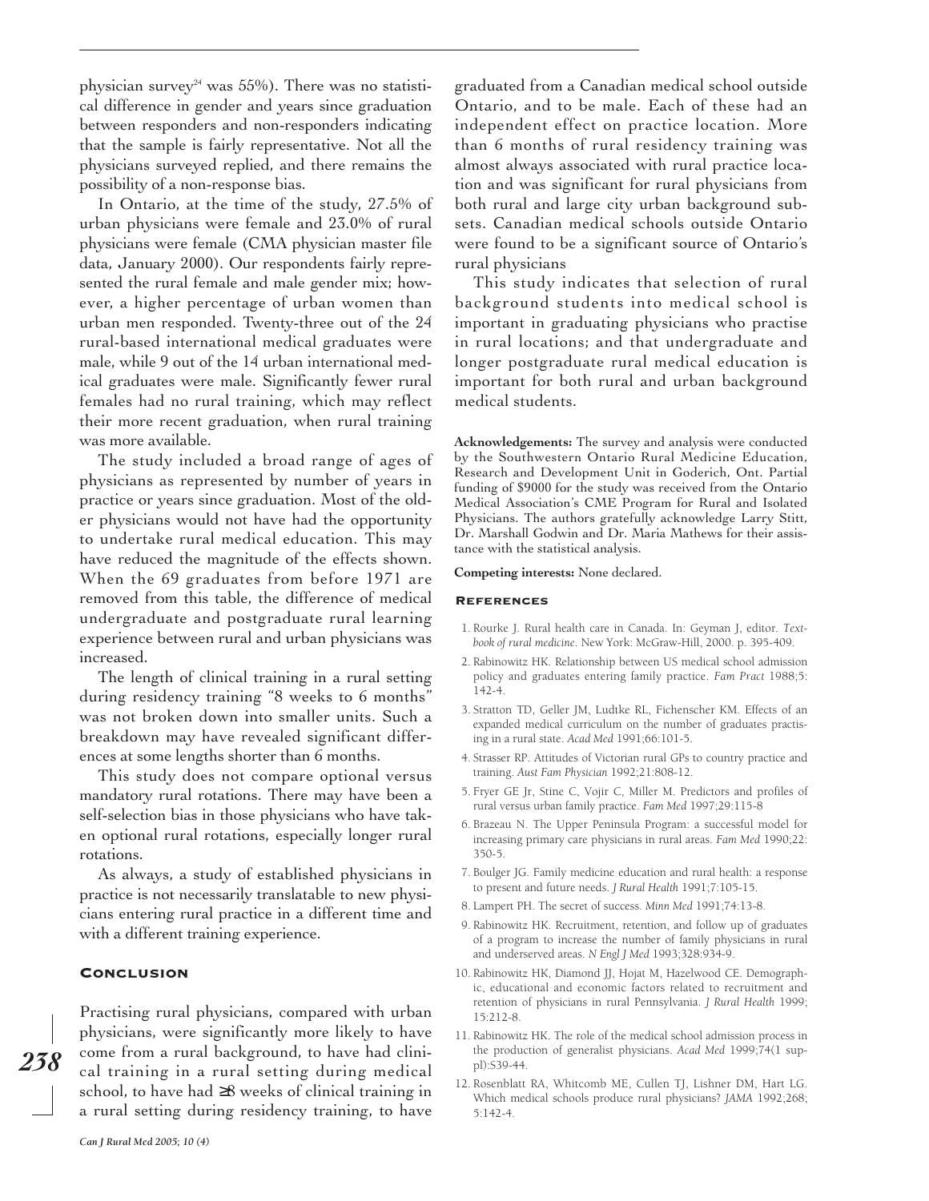physician survey[24] was 55%). There was no statistical difference in gender and years since graduation between responders and non-responders indicating that the sample is fairly representative. Not all the physicians surveyed replied, and there remains the possibility of a non-response bias.

In Ontario, at the time of the study, 27.5% of urban physicians were female and 23.0% of rural physicians were female (CMA physician master file data, January 2000). Our respondents fairly represented the rural female and male gender mix; however, a higher percentage of urban women than urban men responded. Twenty-three out of the 24 rural-based international medical graduates were male, while 9 out of the 14 urban international medical graduates were male. Significantly fewer rural females had no rural training, which may reflect their more recent graduation, when rural training was more available.

The study included a broad range of ages of physicians as represented by number of years in practice or years since graduation. Most of the older physicians would not have had the opportunity to undertake rural medical education. This may have reduced the magnitude of the effects shown. When the 69 graduates from before 1971 are removed from this table, the difference of medical undergraduate and postgraduate rural learning experience between rural and urban physicians was increased.

The length of clinical training in a rural setting during residency training "8 weeks to 6 months" was not broken down into smaller units. Such a breakdown may have revealed significant differences at some lengths shorter than 6 months.

This study does not compare optional versus mandatory rural rotations. There may have been a self-selection bias in those physicians who have taken optional rural rotations, especially longer rural rotations.

As always, a study of established physicians in practice is not necessarily translatable to new physicians entering rural practice in a different time and with a different training experience.

## Conclusion

Practising rural physicians, compared with urban physicians, were significantly more likely to have come from a rural background, to have had clinical training in a rural setting during medical school, to have had ≥8 weeks of clinical training in a rural setting during residency training, to have graduated from a Canadian medical school outside Ontario, and to be male. Each of these had an independent effect on practice location. More than 6 months of rural residency training was almost always associated with rural practice location and was significant for rural physicians from both rural and large city urban background subsets. Canadian medical schools outside Ontario were found to be a significant source of Ontario's rural physicians

This study indicates that selection of rural background students into medical school is important in graduating physicians who practise in rural locations; and that undergraduate and longer postgraduate rural medical education is important for both rural and urban background medical students.

**Acknowledgements:** The survey and analysis were conducted by the Southwestern Ontario Rural Medicine Education, Research and Development Unit in Goderich, Ont. Partial funding of $9000 for the study was received from the Ontario Medical Association's CME Program for Rural and Isolated Physicians. The authors gratefully acknowledge Larry Stitt, Dr. Marshall Godwin and Dr. Maria Mathews for their assistance with the statistical analysis.

**Competing interests:** None declared.

## References

1. Rourke J. Rural health care in Canada. In: Geyman J, editor. *Textbook of rural medicine*. New York: McGraw-Hill, 2000. p. 395-409.
2. Rabinowitz HK. Relationship between US medical school admission policy and graduates entering family practice. *Fam Pract* 1988;5: 142-4.
3. Stratton TD, Geller JM, Ludtke RL, Fichenscher KM. Effects of an expanded medical curriculum on the number of graduates practising in a rural state. *Acad Med* 1991;66:101-5.
4. Strasser RP. Attitudes of Victorian rural GPs to country practice and training. *Aust Fam Physician* 1992;21:808-12.
5. Fryer GE Jr, Stine C, Vojir C, Miller M. Predictors and profiles of rural versus urban family practice. *Fam Med* 1997;29:115-8
6. Brazeau N. The Upper Peninsula Program: a successful model for increasing primary care physicians in rural areas. *Fam Med* 1990;22: 350-5.
7. Boulger JG. Family medicine education and rural health: a response to present and future needs. *J Rural Health* 1991;7:105-15.
8. Lampert PH. The secret of success. *Minn Med* 1991;74:13-8.
9. Rabinowitz HK. Recruitment, retention, and follow up of graduates of a program to increase the number of family physicians in rural and underserved areas. *N Engl J Med* 1993;328:934-9.
10. Rabinowitz HK, Diamond JJ, Hojat M, Hazelwood CE. Demographic, educational and economic factors related to recruitment and retention of physicians in rural Pennsylvania. *J Rural Health* 1999; 15:212-8.
11. Rabinowitz HK. The role of the medical school admission process in the production of generalist physicians. *Acad Med* 1999;74(1 suppl):S39-44.
12. Rosenblatt RA, Whitcomb ME, Cullen TJ, Lishner DM, Hart LG. Which medical schools produce rural physicians? *JAMA* 1992;268; 5:142-4.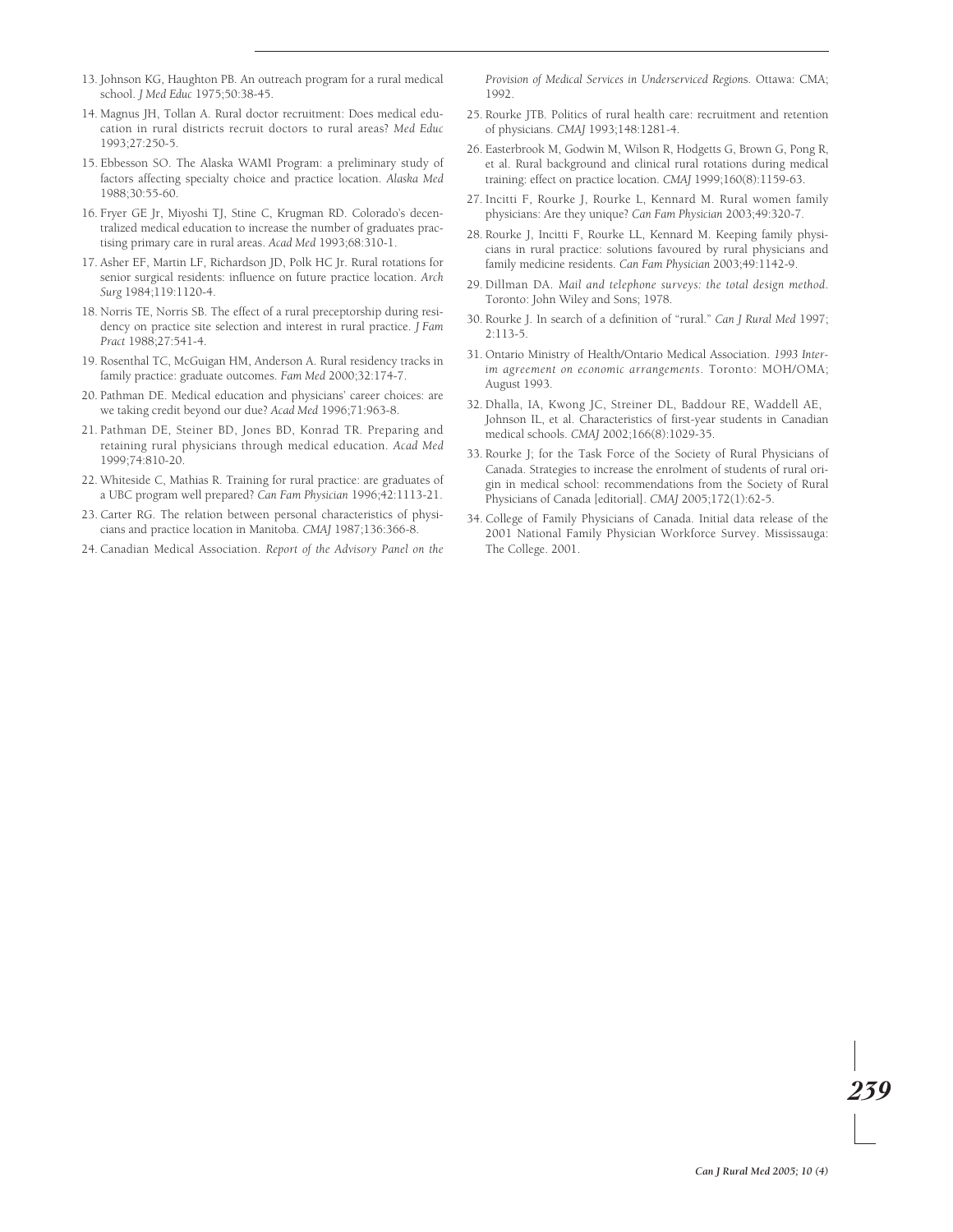13. Johnson KG, Haughton PB. An outreach program for a rural medical school. *J Med Educ* 1975;50:38-45.
14. Magnus JH, Tollan A. Rural doctor recruitment: Does medical education in rural districts recruit doctors to rural areas? *Med Educ* 1993;27:250-5.
15. Ebbesson SO. The Alaska WAMI Program: a preliminary study of factors affecting specialty choice and practice location. *Alaska Med* 1988;30:55-60.
16. Fryer GE Jr, Miyoshi TJ, Stine C, Krugman RD. Colorado's decentralized medical education to increase the number of graduates practising primary care in rural areas. *Acad Med* 1993;68:310-1.
17. Asher EF, Martin LF, Richardson JD, Polk HC Jr. Rural rotations for senior surgical residents: influence on future practice location. *Arch Surg* 1984;119:1120-4.
18. Norris TE, Norris SB. The effect of a rural preceptorship during residency on practice site selection and interest in rural practice. *J Fam Pract* 1988;27:541-4.
19. Rosenthal TC, McGuigan HM, Anderson A. Rural residency tracks in family practice: graduate outcomes. *Fam Med* 2000;32:174-7.
20. Pathman DE. Medical education and physicians' career choices: are we taking credit beyond our due? *Acad Med* 1996;71:963-8.
21. Pathman DE, Steiner BD, Jones BD, Konrad TR. Preparing and retaining rural physicians through medical education. *Acad Med* 1999;74:810-20.
22. Whiteside C, Mathias R. Training for rural practice: are graduates of a UBC program well prepared? *Can Fam Physician* 1996;42:1113-21.
23. Carter RG. The relation between personal characteristics of physicians and practice location in Manitoba. *CMAJ* 1987;136:366-8.
24. Canadian Medical Association. *Report of the Advisory Panel on the Provision of Medical Services in Underserviced Regions.* Ottawa: CMA; 1992.
25. Rourke JTB. Politics of rural health care: recruitment and retention of physicians. *CMAJ* 1993;148:1281-4.
26. Easterbrook M, Godwin M, Wilson R, Hodgetts G, Brown G, Pong R, et al. Rural background and clinical rural rotations during medical training: effect on practice location. *CMAJ* 1999;160(8):1159-63.
27. Incitti F, Rourke J, Rourke L, Kennard M. Rural women family physicians: Are they unique? *Can Fam Physician* 2003;49:320-7.
28. Rourke J, Incitti F, Rourke LL, Kennard M. Keeping family physicians in rural practice: solutions favoured by rural physicians and family medicine residents. *Can Fam Physician* 2003;49:1142-9.
29. Dillman DA. *Mail and telephone surveys: the total design method.* Toronto: John Wiley and Sons; 1978.
30. Rourke J. In search of a definition of "rural." *Can J Rural Med* 1997; 2:113-5.
31. Ontario Ministry of Health/Ontario Medical Association. *1993 Interim agreement on economic arrangements.* Toronto: MOH/OMA; August 1993.
32. Dhalla, IA, Kwong JC, Streiner DL, Baddour RE, Waddell AE, Johnson IL, et al. Characteristics of first-year students in Canadian medical schools. *CMAJ* 2002;166(8):1029-35.
33. Rourke J; for the Task Force of the Society of Rural Physicians of Canada. Strategies to increase the enrolment of students of rural origin in medical school: recommendations from the Society of Rural Physicians of Canada [editorial]. *CMAJ* 2005;172(1):62-5.
34. College of Family Physicians of Canada. Initial data release of the 2001 National Family Physician Workforce Survey. Mississauga: The College. 2001.